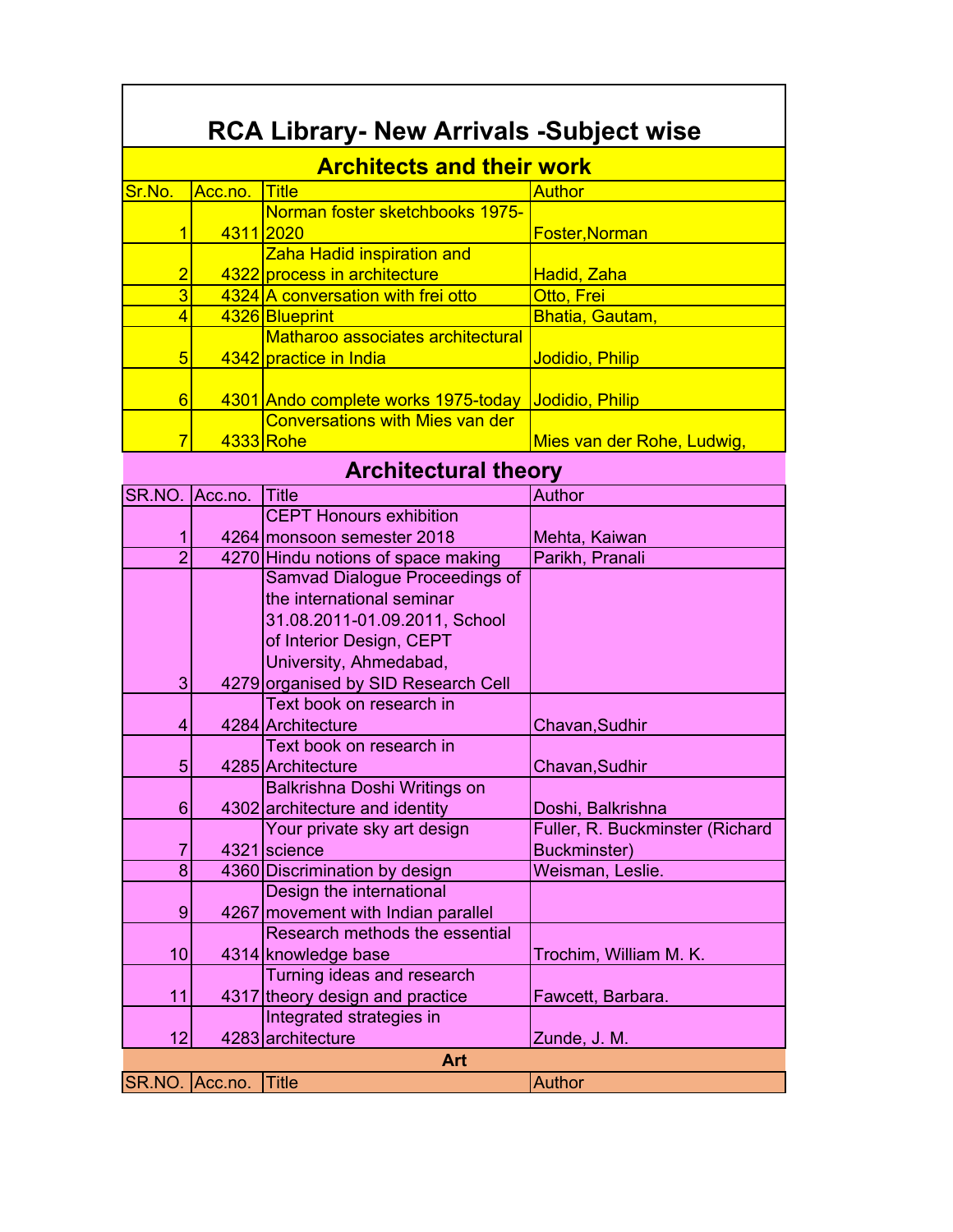# RCA Library- New Arrivals -Subject wise

## Architects and their work

| Sr.No. | Acc.no. | Title | Author |
|---|---|---|---|
| 1 | 4311 | Norman foster sketchbooks 1975-2020 | Foster,Norman |
| 2 | 4322 | Zaha Hadid inspiration and process in architecture | Hadid, Zaha |
| 3 | 4324 | A conversation with frei otto | Otto, Frei |
| 4 | 4326 | Blueprint | Bhatia, Gautam, |
| 5 | 4342 | Matharoo associates architectural practice in India | Jodidio, Philip |
| 6 | 4301 | Ando complete works 1975-today | Jodidio, Philip |
| 7 | 4333 | Conversations with Mies van der Rohe | Mies van der Rohe, Ludwig, |

## Architectural theory

| SR.NO. | Acc.no. | Title | Author |
|---|---|---|---|
| 1 | 4264 | CEPT Honours exhibition monsoon semester 2018 | Mehta, Kaiwan |
| 2 | 4270 | Hindu notions of space making | Parikh, Pranali |
| 3 | 4279 | Samvad Dialogue Proceedings of the international seminar 31.08.2011-01.09.2011, School of Interior Design, CEPT University, Ahmedabad, organised by SID Research Cell | |
| 4 | 4284 | Text book on research in Architecture | Chavan,Sudhir |
| 5 | 4285 | Text book on research in Architecture | Chavan,Sudhir |
| 6 | 4302 | Balkrishna Doshi Writings on architecture and identity | Doshi, Balkrishna |
| 7 | 4321 | Your private sky art design science | Fuller, R. Buckminster (Richard Buckminster) |
| 8 | 4360 | Discrimination by design | Weisman, Leslie. |
| 9 | 4267 | Design the international movement with Indian parallel | |
| 10 | 4314 | Research methods the essential knowledge base | Trochim, William M. K. |
| 11 | 4317 | Turning ideas and research theory design and practice | Fawcett, Barbara. |
| 12 | 4283 | Integrated strategies in architecture | Zunde, J. M. |

## Art

| SR.NO. | Acc.no. | Title | Author |
|---|---|---|---|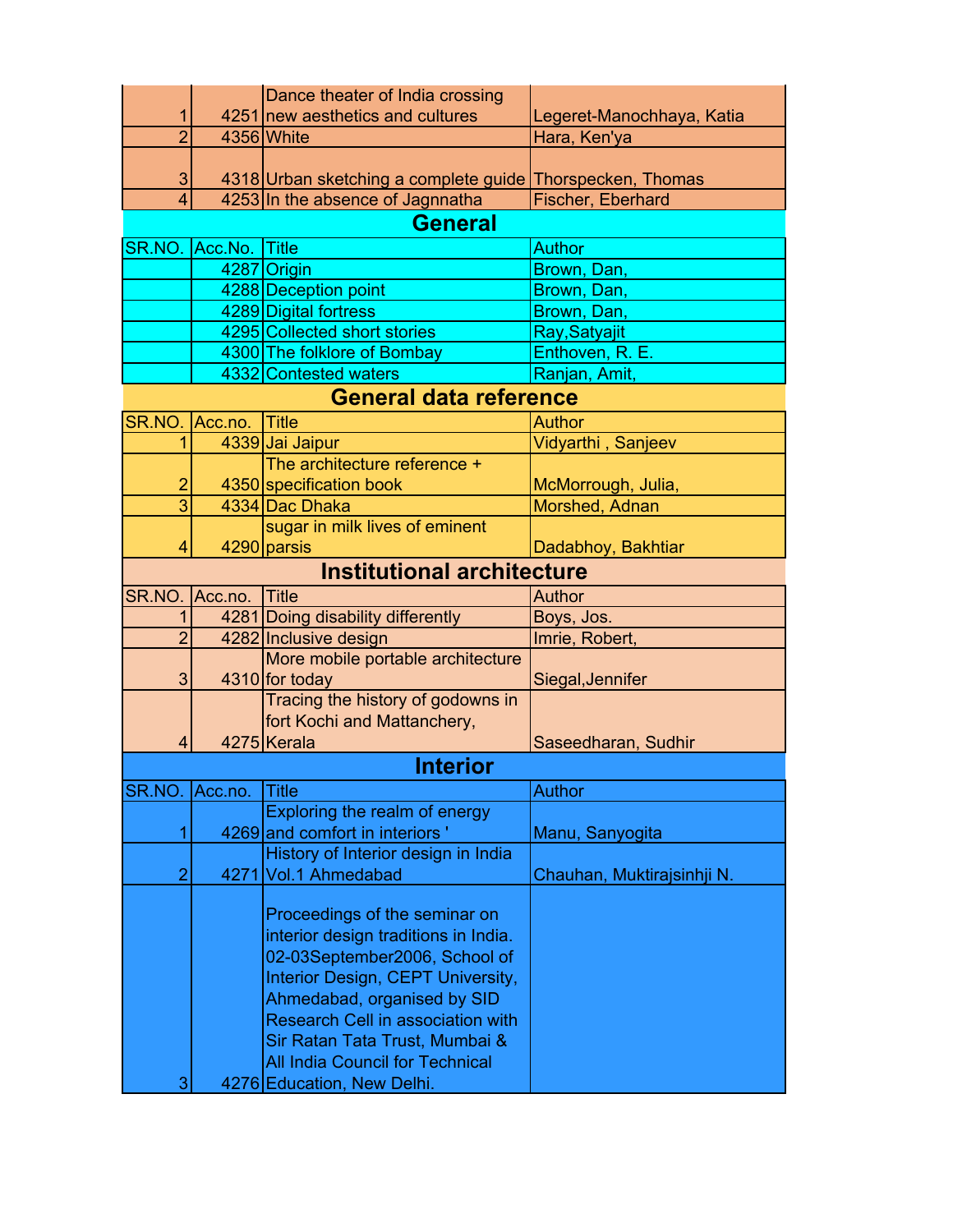| SR.NO. | Acc.No. | Title | Author |
|---|---|---|---|
| 1 | 4251 | Dance theater of India crossing new aesthetics and cultures | Legeret-Manochhaya, Katia |
| 2 | 4356 | White | Hara, Ken'ya |
| 3 | 4318 | Urban sketching a complete guide | Thorspecken, Thomas |
| 4 | 4253 | In the absence of Jagnnatha | Fischer, Eberhard |

## General

| SR.NO. | Acc.No. | Title | Author |
|---|---|---|---|
| | 4287 | Origin | Brown, Dan, |
| | 4288 | Deception point | Brown, Dan, |
| | 4289 | Digital fortress | Brown, Dan, |
| | 4295 | Collected short stories | Ray,Satyajit |
| | 4300 | The folklore of Bombay | Enthoven, R. E. |
| | 4332 | Contested waters | Ranjan, Amit, |

## General data reference

| SR.NO. | Acc.no. | Title | Author |
|---|---|---|---|
| 1 | 4339 | Jai Jaipur | Vidyarthi , Sanjeev |
| 2 | 4350 | The architecture reference + specification book | McMorrough, Julia, |
| 3 | 4334 | Dac Dhaka | Morshed, Adnan |
| 4 | 4290 | sugar in milk lives of eminent parsis | Dadabhoy, Bakhtiar |

## Institutional architecture

| SR.NO. | Acc.no. | Title | Author |
|---|---|---|---|
| 1 | 4281 | Doing disability differently | Boys, Jos. |
| 2 | 4282 | Inclusive design | Imrie, Robert, |
| 3 | 4310 | More mobile portable architecture for today | Siegal,Jennifer |
| 4 | 4275 | Tracing the history of godowns in fort Kochi and Mattanchery, Kerala | Saseedharan, Sudhir |

## Interior

| SR.NO. | Acc.no. | Title | Author |
|---|---|---|---|
| 1 | 4269 | Exploring the realm of energy and comfort in interiors ' | Manu, Sanyogita |
| 2 | 4271 | History of Interior design in India Vol.1 Ahmedabad | Chauhan, Muktirajsinhji N. |
| 3 | 4276 | Proceedings of the seminar on interior design traditions in India. 02-03September2006, School of Interior Design, CEPT University, Ahmedabad, organised by SID Research Cell in association with Sir Ratan Tata Trust, Mumbai & All India Council for Technical Education, New Delhi. | |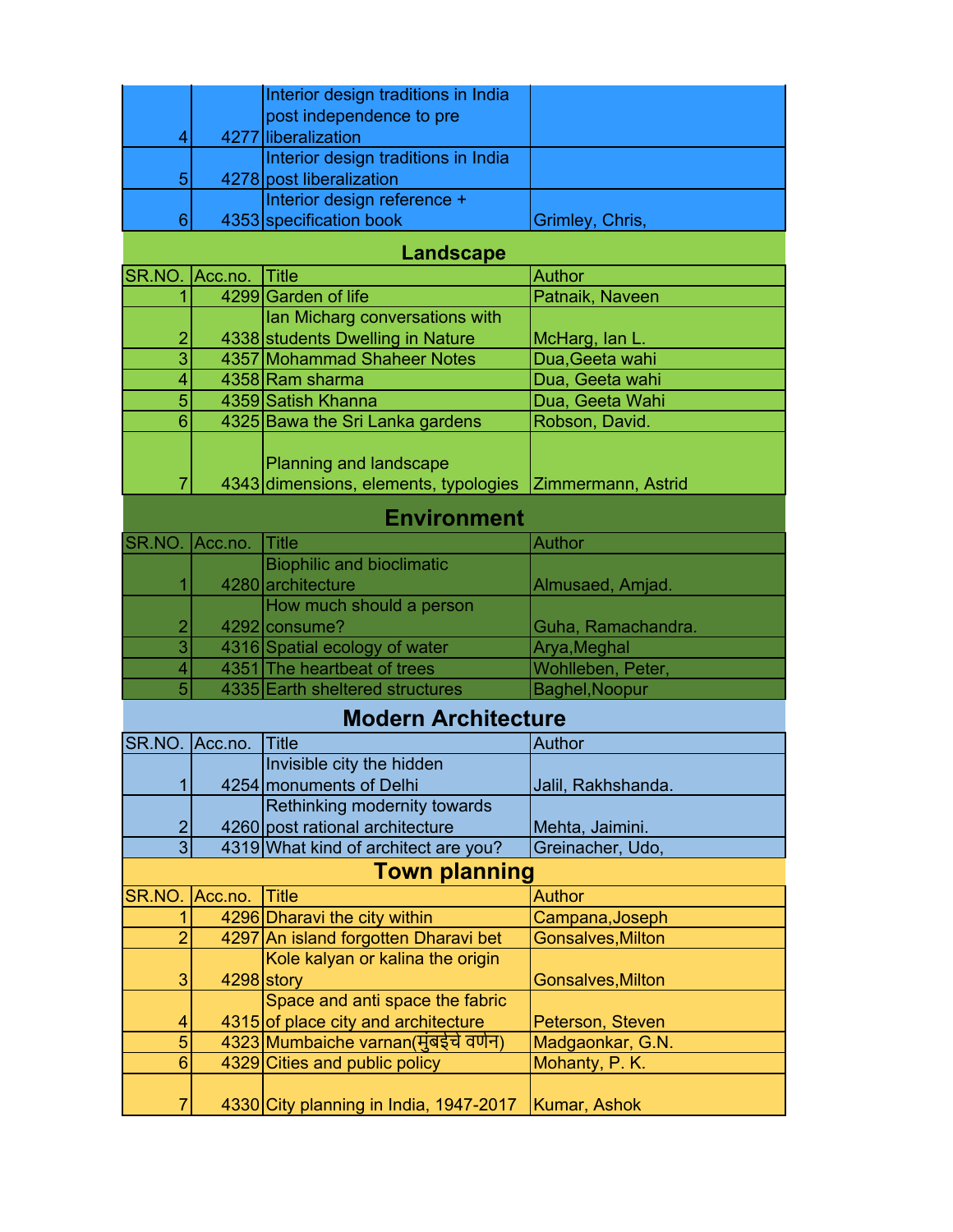| SR.NO. | Acc.no. | Title | Author |
| --- | --- | --- | --- |
| 4 | 4277 | Interior design traditions in India post independence to pre liberalization | |
| 5 | 4278 | Interior design traditions in India post liberalization | |
| 6 | 4353 | Interior design reference + specification book | Grimley, Chris, |

## Landscape

| SR.NO. | Acc.no. | Title | Author |
| --- | --- | --- | --- |
| 1 | 4299 | Garden of life | Patnaik, Naveen |
| 2 | 4338 | Ian Micharg conversations with students Dwelling in Nature | McHarg, Ian L. |
| 3 | 4357 | Mohammad Shaheer Notes | Dua,Geeta wahi |
| 4 | 4358 | Ram sharma | Dua, Geeta wahi |
| 5 | 4359 | Satish Khanna | Dua, Geeta Wahi |
| 6 | 4325 | Bawa the Sri Lanka gardens | Robson, David. |
| 7 | 4343 | Planning and landscape dimensions, elements, typologies | Zimmermann, Astrid |

## Environment

| SR.NO. | Acc.no. | Title | Author |
| --- | --- | --- | --- |
| 1 | 4280 | Biophilic and bioclimatic architecture | Almusaed, Amjad. |
| 2 | 4292 | How much should a person consume? | Guha, Ramachandra. |
| 3 | 4316 | Spatial ecology of water | Arya,Meghal |
| 4 | 4351 | The heartbeat of trees | Wohlleben, Peter, |
| 5 | 4335 | Earth sheltered structures | Baghel,Noopur |

## Modern Architecture

| SR.NO. | Acc.no. | Title | Author |
| --- | --- | --- | --- |
| 1 | 4254 | Invisible city the hidden monuments of Delhi | Jalil, Rakhshanda. |
| 2 | 4260 | Rethinking modernity towards post rational architecture | Mehta, Jaimini. |
| 3 | 4319 | What kind of architect are you? | Greinacher, Udo, |

## Town planning

| SR.NO. | Acc.no. | Title | Author |
| --- | --- | --- | --- |
| 1 | 4296 | Dharavi the city within | Campana,Joseph |
| 2 | 4297 | An island forgotten Dharavi bet | Gonsalves,Milton |
| 3 | 4298 | Kole kalyan or kalina the origin story | Gonsalves,Milton |
| 4 | 4315 | Space and anti space the fabric of place city and architecture | Peterson, Steven |
| 5 | 4323 | Mumbaiche varnan(मुंबईचे वर्णन) | Madgaonkar, G.N. |
| 6 | 4329 | Cities and public policy | Mohanty, P. K. |
| 7 | 4330 | City planning in India, 1947-2017 | Kumar, Ashok |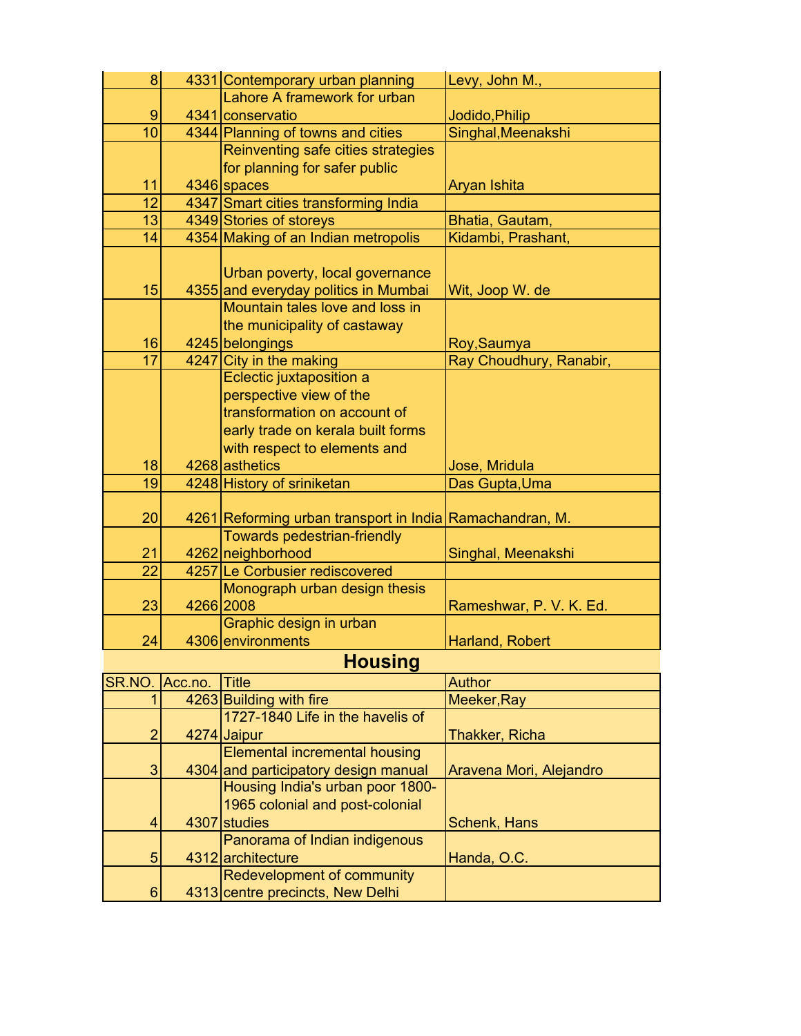| | | | |
|---|---|---|---|
| 8 | 4331 | Contemporary urban planning | Levy, John M., |
| 9 | 4341 | Lahore A framework for urban conservatio | Jodido,Philip |
| 10 | 4344 | Planning of towns and cities | Singhal,Meenakshi |
| 11 | 4346 | Reinventing safe cities strategies for planning for safer public spaces | Aryan Ishita |
| 12 | 4347 | Smart cities transforming India | |
| 13 | 4349 | Stories of storeys | Bhatia, Gautam, |
| 14 | 4354 | Making of an Indian metropolis | Kidambi, Prashant, |
| 15 | 4355 | Urban poverty, local governance and everyday politics in Mumbai | Wit, Joop W. de |
| 16 | 4245 | Mountain tales love and loss in the municipality of castaway belongings | Roy,Saumya |
| 17 | 4247 | City in the making | Ray Choudhury, Ranabir, |
| 18 | 4268 | Eclectic juxtaposition a perspective view of the transformation on account of early trade on kerala built forms with respect to elements and asthetics | Jose, Mridula |
| 19 | 4248 | History of sriniketan | Das Gupta,Uma |
| 20 | 4261 | Reforming urban transport in India | Ramachandran, M. |
| 21 | 4262 | Towards pedestrian-friendly neighborhood | Singhal, Meenakshi |
| 22 | 4257 | Le Corbusier rediscovered | |
| 23 | 4266 | Monograph urban design thesis 2008 | Rameshwar, P. V. K. Ed. |
| 24 | 4306 | Graphic design in urban environments | Harland, Robert |

## Housing

| SR.NO. | Acc.no. | Title | Author |
|---|---|---|---|
| 1 | 4263 | Building with fire | Meeker,Ray |
| 2 | 4274 | 1727-1840 Life in the havelis of Jaipur | Thakker, Richa |
| 3 | 4304 | Elemental incremental housing and participatory design manual | Aravena Mori, Alejandro |
| 4 | 4307 | Housing India's urban poor 1800-1965 colonial and post-colonial studies | Schenk, Hans |
| 5 | 4312 | Panorama of Indian indigenous architecture | Handa, O.C. |
| 6 | 4313 | Redevelopment of community centre precincts, New Delhi | |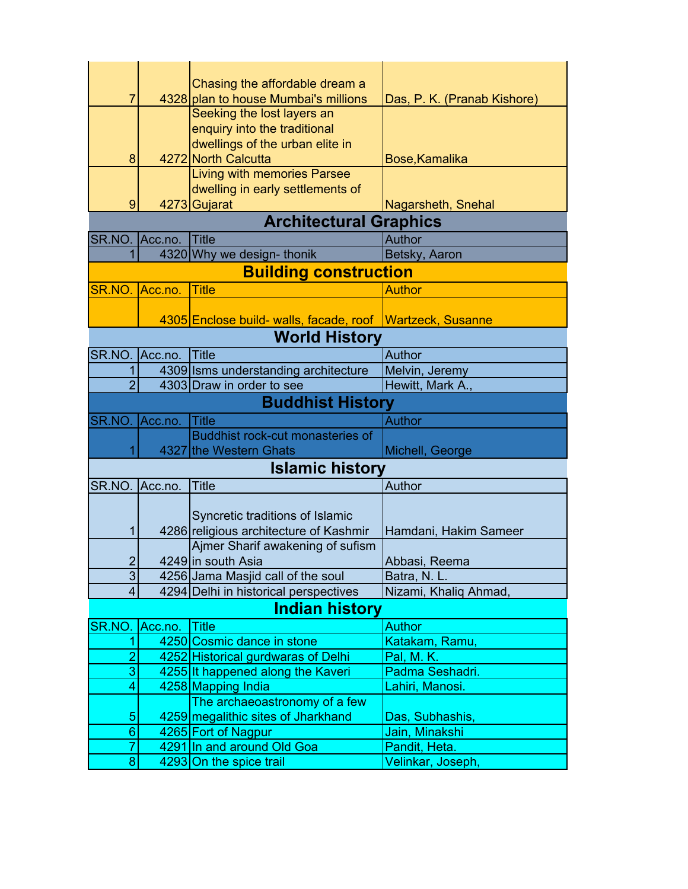| SR.NO. | Acc.no. | Title | Author |
|---|---|---|---|
| 7 | 4328 | Chasing the affordable dream a plan to house Mumbai's millions | Das, P. K. (Pranab Kishore) |
| 8 | 4272 | Seeking the lost layers an enquiry into the traditional dwellings of the urban elite in North Calcutta | Bose,Kamalika |
| 9 | 4273 | Living with memories Parsee dwelling in early settlements of Gujarat | Nagarsheth, Snehal |

## Architectural Graphics

| SR.NO. | Acc.no. | Title | Author |
|---|---|---|---|
| 1 | 4320 | Why we design- thonik | Betsky, Aaron |

## Building construction

| SR.NO. | Acc.no. | Title | Author |
|---|---|---|---|
| | 4305 | Enclose build- walls, facade, roof | Wartzeck, Susanne |

## World History

| SR.NO. | Acc.no. | Title | Author |
|---|---|---|---|
| 1 | 4309 | Isms understanding architecture | Melvin, Jeremy |
| 2 | 4303 | Draw in order to see | Hewitt, Mark A., |

## Buddhist History

| SR.NO. | Acc.no. | Title | Author |
|---|---|---|---|
| 1 | 4327 | Buddhist rock-cut monasteries of the Western Ghats | Michell, George |

## Islamic history

| SR.NO. | Acc.no. | Title | Author |
|---|---|---|---|
| 1 | 4286 | Syncretic traditions of Islamic religious architecture of Kashmir | Hamdani, Hakim Sameer |
| 2 | 4249 | Ajmer Sharif awakening of sufism in south Asia | Abbasi, Reema |
| 3 | 4256 | Jama Masjid call of the soul | Batra, N. L. |
| 4 | 4294 | Delhi in historical perspectives | Nizami, Khaliq Ahmad, |

## Indian history

| SR.NO. | Acc.no. | Title | Author |
|---|---|---|---|
| 1 | 4250 | Cosmic dance in stone | Katakam, Ramu, |
| 2 | 4252 | Historical gurdwaras of Delhi | Pal, M. K. |
| 3 | 4255 | It happened along the Kaveri | Padma Seshadri. |
| 4 | 4258 | Mapping India | Lahiri, Manosi. |
| 5 | 4259 | The archaeoastronomy of a few megalithic sites of Jharkhand | Das, Subhashis, |
| 6 | 4265 | Fort of Nagpur | Jain, Minakshi |
| 7 | 4291 | In and around Old Goa | Pandit, Heta. |
| 8 | 4293 | On the spice trail | Velinkar, Joseph, |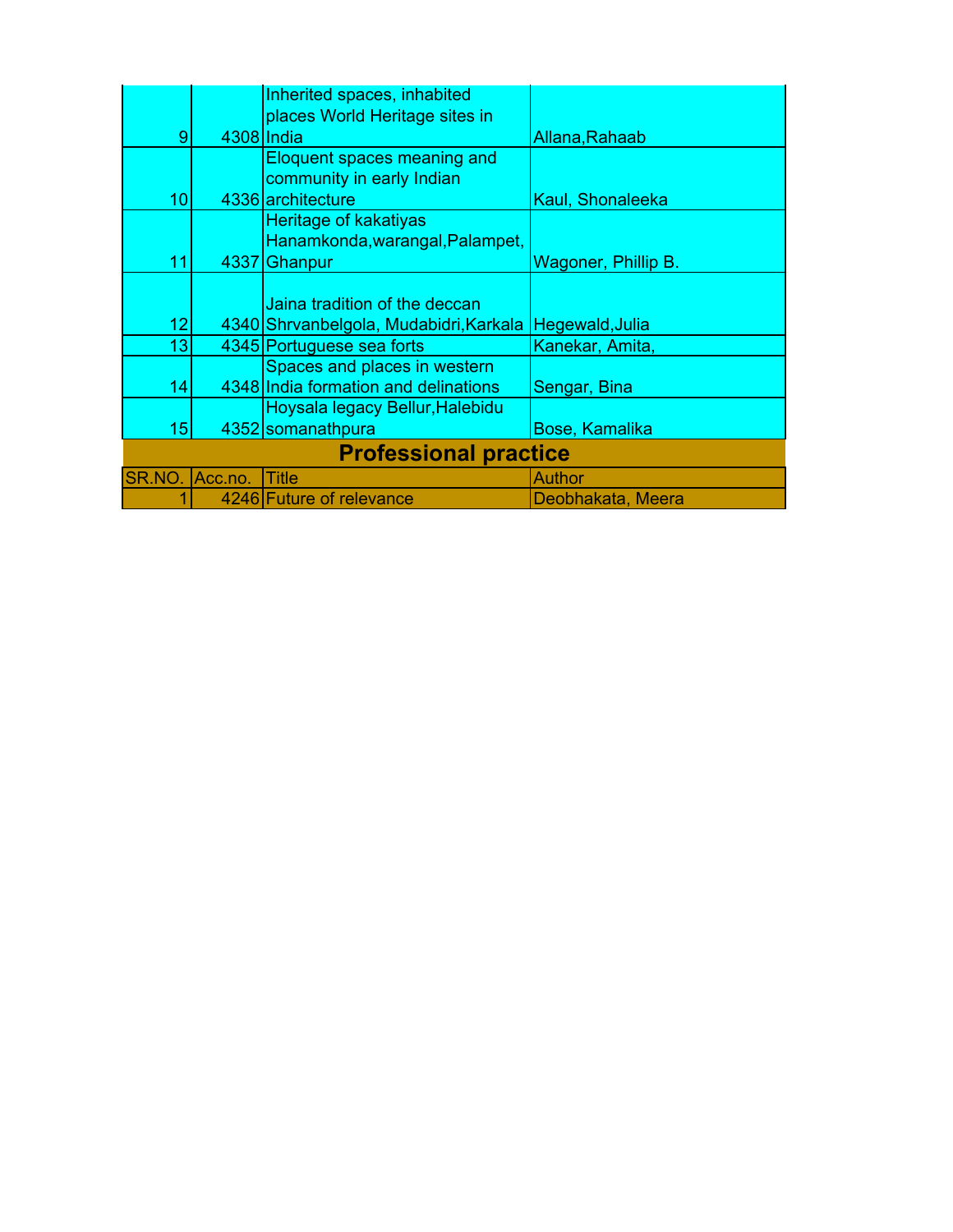| | | | |
|---|---|---|---|
| 9 | 4308 | Inherited spaces, inhabited places World Heritage sites in India | Allana,Rahaab |
| 10 | 4336 | Eloquent spaces meaning and community in early Indian architecture | Kaul, Shonaleeka |
| 11 | 4337 | Heritage of kakatiyas Hanamkonda,warangal,Palampet, Ghanpur | Wagoner, Phillip B. |
| 12 | 4340 | Jaina tradition of the deccan Shrvanbelgola, Mudabidri,Karkala | Hegewald,Julia |
| 13 | 4345 | Portuguese sea forts | Kanekar, Amita, |
| 14 | 4348 | Spaces and places in western India formation and delinations | Sengar, Bina |
| 15 | 4352 | Hoysala legacy Bellur,Halebidu somanathpura | Bose, Kamalika |

## Professional practice

| SR.NO. | Acc.no. | Title | Author |
|---|---|---|---|
| 1 | 4246 | Future of relevance | Deobhakata, Meera |